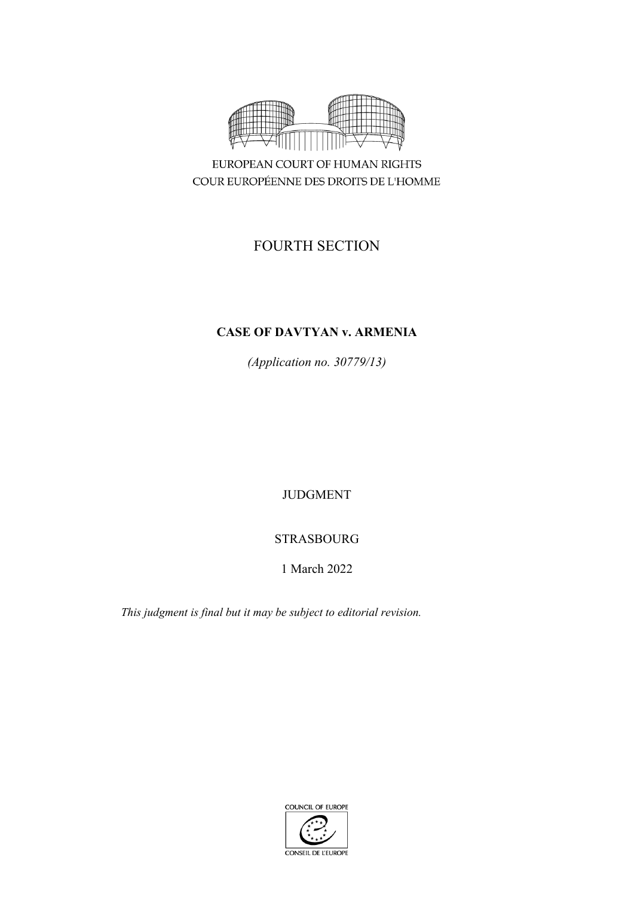EUROPEAN COURT OF HUMAN RIGHTS
COUR EUROPÉENNE DES DROITS DE L'HOMME

FOURTH SECTION

**CASE OF DAVTYAN v. ARMENIA**

*(Application no. 30779/13)*

JUDGMENT

STRASBOURG

1 March 2022

*This judgment is final but it may be subject to editorial revision.*

COUNCIL OF EUROPE
CONSEIL DE L'EUROPE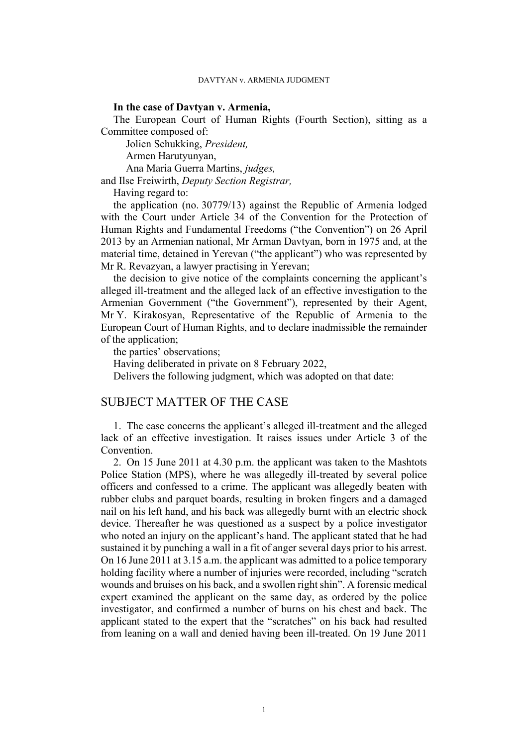**In the case of Davtyan v. Armenia,**

The European Court of Human Rights (Fourth Section), sitting as a Committee composed of:

Jolien Schukking, *President,*
Armen Harutyunyan,
Ana Maria Guerra Martins, *judges,*
and Ilse Freiwirth, *Deputy Section Registrar,*

Having regard to:

the application (no. 30779/13) against the Republic of Armenia lodged with the Court under Article 34 of the Convention for the Protection of Human Rights and Fundamental Freedoms ("the Convention") on 26 April 2013 by an Armenian national, Mr Arman Davtyan, born in 1975 and, at the material time, detained in Yerevan ("the applicant") who was represented by Mr R. Revazyan, a lawyer practising in Yerevan;

the decision to give notice of the complaints concerning the applicant's alleged ill-treatment and the alleged lack of an effective investigation to the Armenian Government ("the Government"), represented by their Agent, Mr Y. Kirakosyan, Representative of the Republic of Armenia to the European Court of Human Rights, and to declare inadmissible the remainder of the application;

the parties' observations;

Having deliberated in private on 8 February 2022,

Delivers the following judgment, which was adopted on that date:

## SUBJECT MATTER OF THE CASE

1. The case concerns the applicant's alleged ill-treatment and the alleged lack of an effective investigation. It raises issues under Article 3 of the Convention.

2. On 15 June 2011 at 4.30 p.m. the applicant was taken to the Mashtots Police Station (MPS), where he was allegedly ill-treated by several police officers and confessed to a crime. The applicant was allegedly beaten with rubber clubs and parquet boards, resulting in broken fingers and a damaged nail on his left hand, and his back was allegedly burnt with an electric shock device. Thereafter he was questioned as a suspect by a police investigator who noted an injury on the applicant's hand. The applicant stated that he had sustained it by punching a wall in a fit of anger several days prior to his arrest. On 16 June 2011 at 3.15 a.m. the applicant was admitted to a police temporary holding facility where a number of injuries were recorded, including "scratch wounds and bruises on his back, and a swollen right shin". A forensic medical expert examined the applicant on the same day, as ordered by the police investigator, and confirmed a number of burns on his chest and back. The applicant stated to the expert that the "scratches" on his back had resulted from leaning on a wall and denied having been ill-treated. On 19 June 2011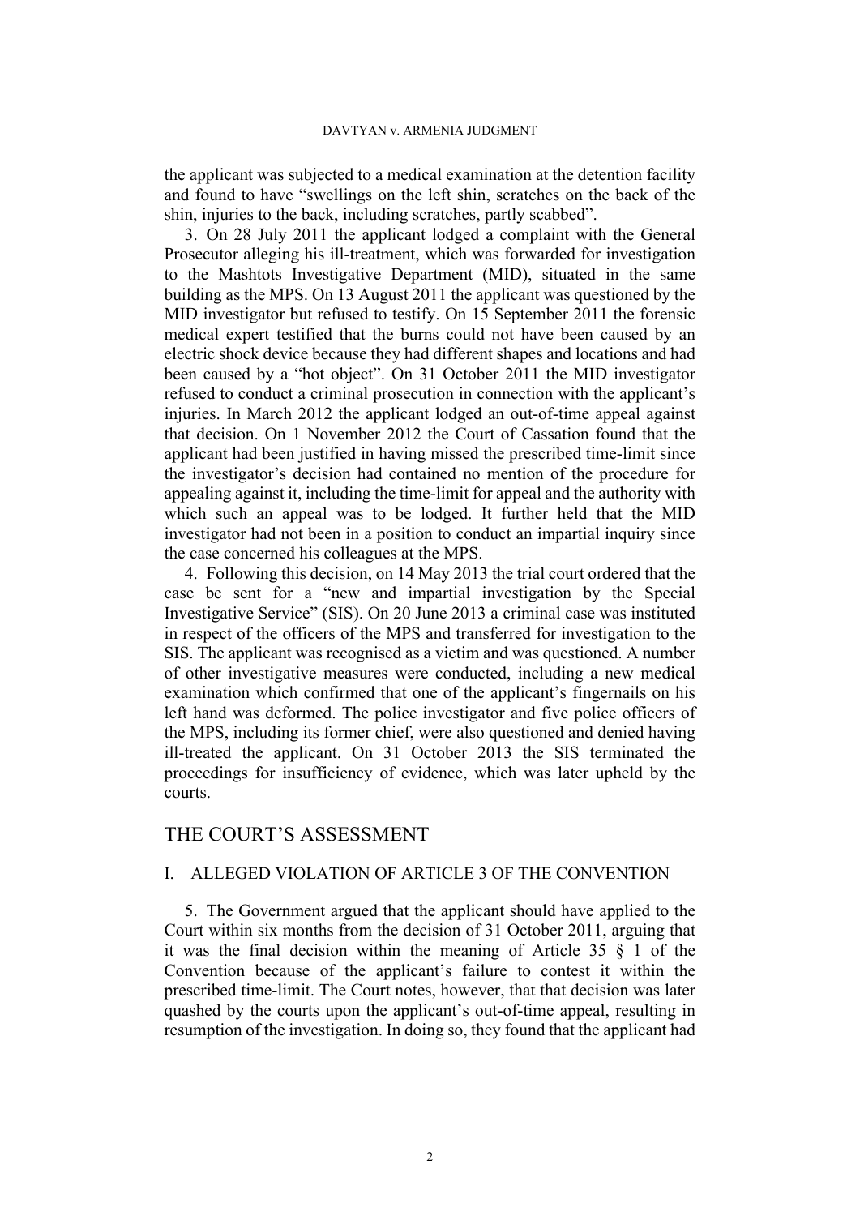the applicant was subjected to a medical examination at the detention facility and found to have "swellings on the left shin, scratches on the back of the shin, injuries to the back, including scratches, partly scabbed".

3. On 28 July 2011 the applicant lodged a complaint with the General Prosecutor alleging his ill-treatment, which was forwarded for investigation to the Mashtots Investigative Department (MID), situated in the same building as the MPS. On 13 August 2011 the applicant was questioned by the MID investigator but refused to testify. On 15 September 2011 the forensic medical expert testified that the burns could not have been caused by an electric shock device because they had different shapes and locations and had been caused by a "hot object". On 31 October 2011 the MID investigator refused to conduct a criminal prosecution in connection with the applicant's injuries. In March 2012 the applicant lodged an out-of-time appeal against that decision. On 1 November 2012 the Court of Cassation found that the applicant had been justified in having missed the prescribed time-limit since the investigator's decision had contained no mention of the procedure for appealing against it, including the time-limit for appeal and the authority with which such an appeal was to be lodged. It further held that the MID investigator had not been in a position to conduct an impartial inquiry since the case concerned his colleagues at the MPS.

4. Following this decision, on 14 May 2013 the trial court ordered that the case be sent for a "new and impartial investigation by the Special Investigative Service" (SIS). On 20 June 2013 a criminal case was instituted in respect of the officers of the MPS and transferred for investigation to the SIS. The applicant was recognised as a victim and was questioned. A number of other investigative measures were conducted, including a new medical examination which confirmed that one of the applicant's fingernails on his left hand was deformed. The police investigator and five police officers of the MPS, including its former chief, were also questioned and denied having ill-treated the applicant. On 31 October 2013 the SIS terminated the proceedings for insufficiency of evidence, which was later upheld by the courts.

## THE COURT'S ASSESSMENT

### I. ALLEGED VIOLATION OF ARTICLE 3 OF THE CONVENTION

5. The Government argued that the applicant should have applied to the Court within six months from the decision of 31 October 2011, arguing that it was the final decision within the meaning of Article 35 § 1 of the Convention because of the applicant's failure to contest it within the prescribed time-limit. The Court notes, however, that that decision was later quashed by the courts upon the applicant's out-of-time appeal, resulting in resumption of the investigation. In doing so, they found that the applicant had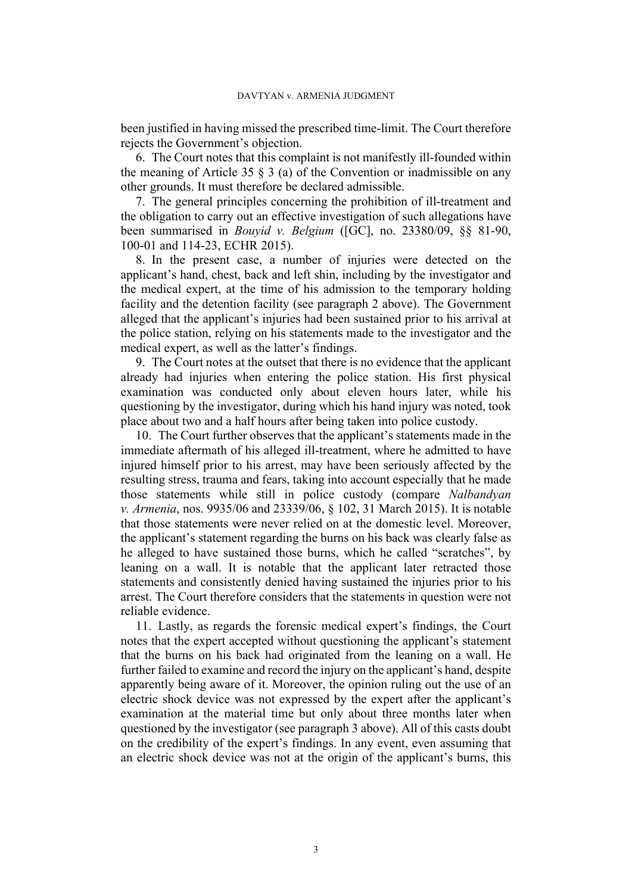been justified in having missed the prescribed time-limit. The Court therefore rejects the Government's objection.

6. The Court notes that this complaint is not manifestly ill-founded within the meaning of Article 35 § 3 (a) of the Convention or inadmissible on any other grounds. It must therefore be declared admissible.

7. The general principles concerning the prohibition of ill-treatment and the obligation to carry out an effective investigation of such allegations have been summarised in *Bouyid v. Belgium* ([GC], no. 23380/09, §§ 81-90, 100-01 and 114-23, ECHR 2015).

8. In the present case, a number of injuries were detected on the applicant's hand, chest, back and left shin, including by the investigator and the medical expert, at the time of his admission to the temporary holding facility and the detention facility (see paragraph 2 above). The Government alleged that the applicant's injuries had been sustained prior to his arrival at the police station, relying on his statements made to the investigator and the medical expert, as well as the latter's findings.

9. The Court notes at the outset that there is no evidence that the applicant already had injuries when entering the police station. His first physical examination was conducted only about eleven hours later, while his questioning by the investigator, during which his hand injury was noted, took place about two and a half hours after being taken into police custody.

10. The Court further observes that the applicant's statements made in the immediate aftermath of his alleged ill-treatment, where he admitted to have injured himself prior to his arrest, may have been seriously affected by the resulting stress, trauma and fears, taking into account especially that he made those statements while still in police custody (compare *Nalbandyan v. Armenia*, nos. 9935/06 and 23339/06, § 102, 31 March 2015). It is notable that those statements were never relied on at the domestic level. Moreover, the applicant's statement regarding the burns on his back was clearly false as he alleged to have sustained those burns, which he called "scratches", by leaning on a wall. It is notable that the applicant later retracted those statements and consistently denied having sustained the injuries prior to his arrest. The Court therefore considers that the statements in question were not reliable evidence.

11. Lastly, as regards the forensic medical expert's findings, the Court notes that the expert accepted without questioning the applicant's statement that the burns on his back had originated from the leaning on a wall. He further failed to examine and record the injury on the applicant's hand, despite apparently being aware of it. Moreover, the opinion ruling out the use of an electric shock device was not expressed by the expert after the applicant's examination at the material time but only about three months later when questioned by the investigator (see paragraph 3 above). All of this casts doubt on the credibility of the expert's findings. In any event, even assuming that an electric shock device was not at the origin of the applicant's burns, this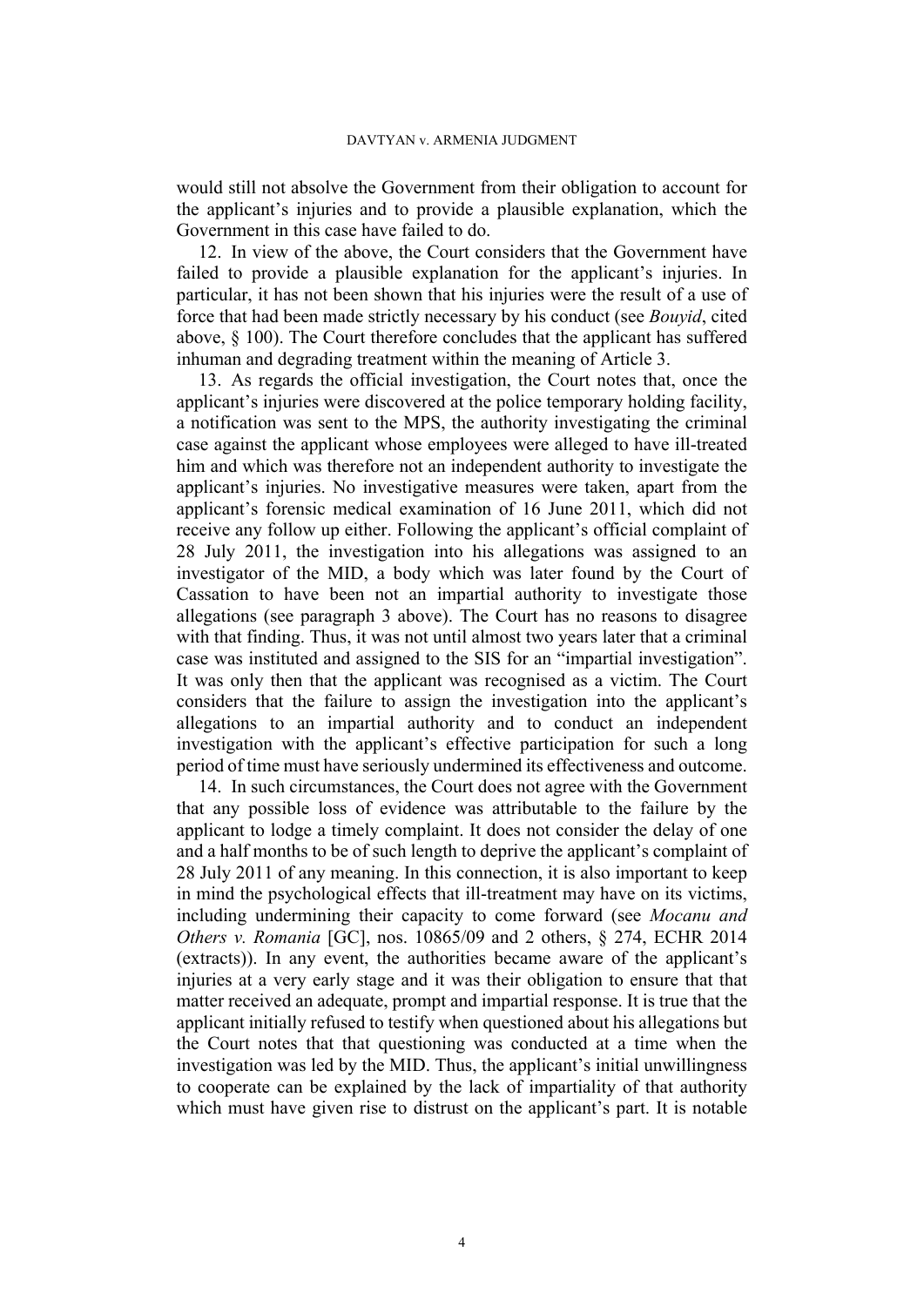would still not absolve the Government from their obligation to account for the applicant's injuries and to provide a plausible explanation, which the Government in this case have failed to do.

12. In view of the above, the Court considers that the Government have failed to provide a plausible explanation for the applicant's injuries. In particular, it has not been shown that his injuries were the result of a use of force that had been made strictly necessary by his conduct (see *Bouyid*, cited above, § 100). The Court therefore concludes that the applicant has suffered inhuman and degrading treatment within the meaning of Article 3.

13. As regards the official investigation, the Court notes that, once the applicant's injuries were discovered at the police temporary holding facility, a notification was sent to the MPS, the authority investigating the criminal case against the applicant whose employees were alleged to have ill-treated him and which was therefore not an independent authority to investigate the applicant's injuries. No investigative measures were taken, apart from the applicant's forensic medical examination of 16 June 2011, which did not receive any follow up either. Following the applicant's official complaint of 28 July 2011, the investigation into his allegations was assigned to an investigator of the MID, a body which was later found by the Court of Cassation to have been not an impartial authority to investigate those allegations (see paragraph 3 above). The Court has no reasons to disagree with that finding. Thus, it was not until almost two years later that a criminal case was instituted and assigned to the SIS for an "impartial investigation". It was only then that the applicant was recognised as a victim. The Court considers that the failure to assign the investigation into the applicant's allegations to an impartial authority and to conduct an independent investigation with the applicant's effective participation for such a long period of time must have seriously undermined its effectiveness and outcome.

14. In such circumstances, the Court does not agree with the Government that any possible loss of evidence was attributable to the failure by the applicant to lodge a timely complaint. It does not consider the delay of one and a half months to be of such length to deprive the applicant's complaint of 28 July 2011 of any meaning. In this connection, it is also important to keep in mind the psychological effects that ill-treatment may have on its victims, including undermining their capacity to come forward (see *Mocanu and Others v. Romania* [GC], nos. 10865/09 and 2 others, § 274, ECHR 2014 (extracts)). In any event, the authorities became aware of the applicant's injuries at a very early stage and it was their obligation to ensure that that matter received an adequate, prompt and impartial response. It is true that the applicant initially refused to testify when questioned about his allegations but the Court notes that that questioning was conducted at a time when the investigation was led by the MID. Thus, the applicant's initial unwillingness to cooperate can be explained by the lack of impartiality of that authority which must have given rise to distrust on the applicant's part. It is notable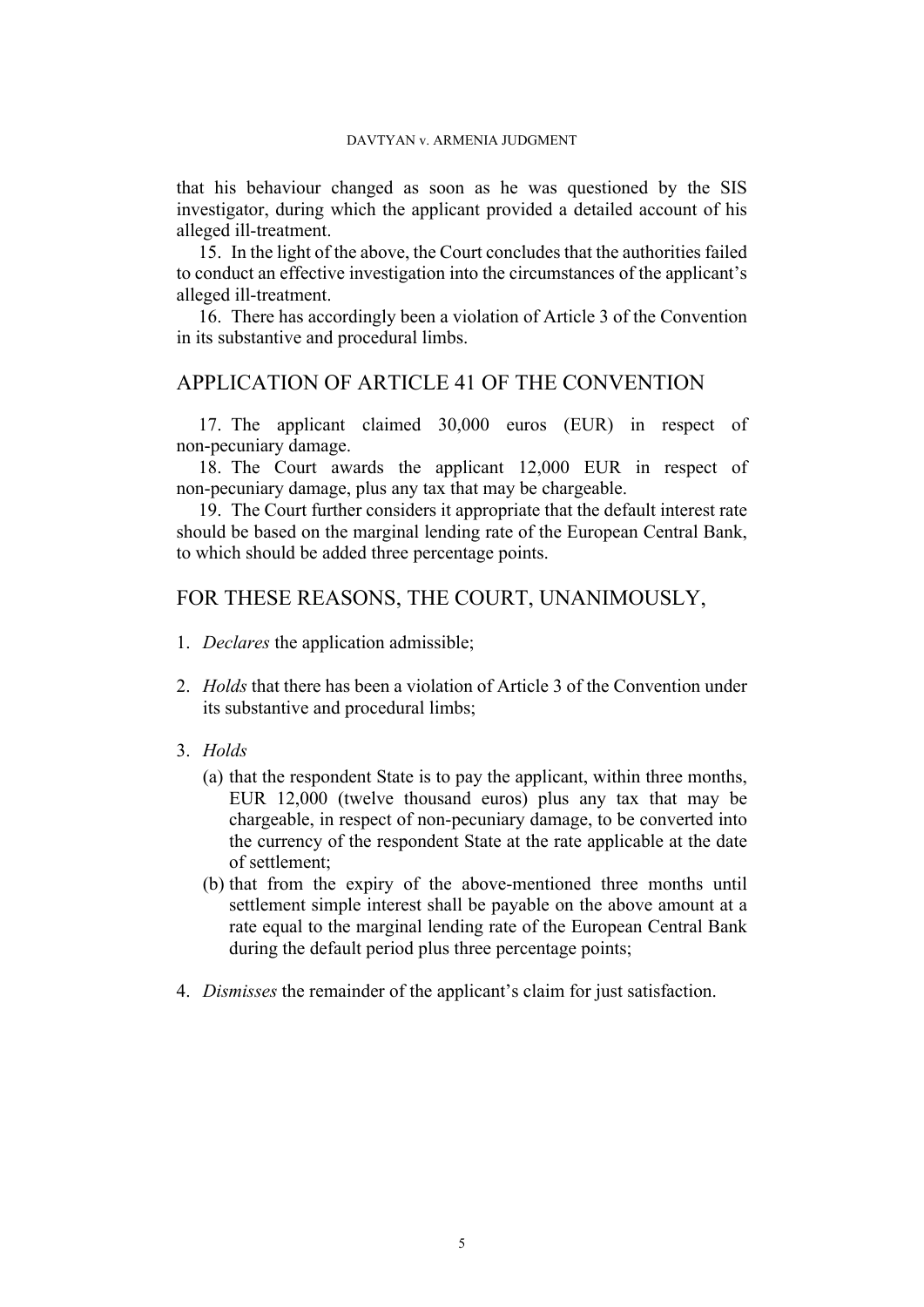that his behaviour changed as soon as he was questioned by the SIS investigator, during which the applicant provided a detailed account of his alleged ill-treatment.

15. In the light of the above, the Court concludes that the authorities failed to conduct an effective investigation into the circumstances of the applicant's alleged ill-treatment.

16. There has accordingly been a violation of Article 3 of the Convention in its substantive and procedural limbs.

## APPLICATION OF ARTICLE 41 OF THE CONVENTION

17. The applicant claimed 30,000 euros (EUR) in respect of non-pecuniary damage.

18. The Court awards the applicant 12,000 EUR in respect of non-pecuniary damage, plus any tax that may be chargeable.

19. The Court further considers it appropriate that the default interest rate should be based on the marginal lending rate of the European Central Bank, to which should be added three percentage points.

## FOR THESE REASONS, THE COURT, UNANIMOUSLY,

1. *Declares* the application admissible;

2. *Holds* that there has been a violation of Article 3 of the Convention under its substantive and procedural limbs;

3. *Holds*

   (a) that the respondent State is to pay the applicant, within three months, EUR 12,000 (twelve thousand euros) plus any tax that may be chargeable, in respect of non-pecuniary damage, to be converted into the currency of the respondent State at the rate applicable at the date of settlement;

   (b) that from the expiry of the above-mentioned three months until settlement simple interest shall be payable on the above amount at a rate equal to the marginal lending rate of the European Central Bank during the default period plus three percentage points;

4. *Dismisses* the remainder of the applicant's claim for just satisfaction.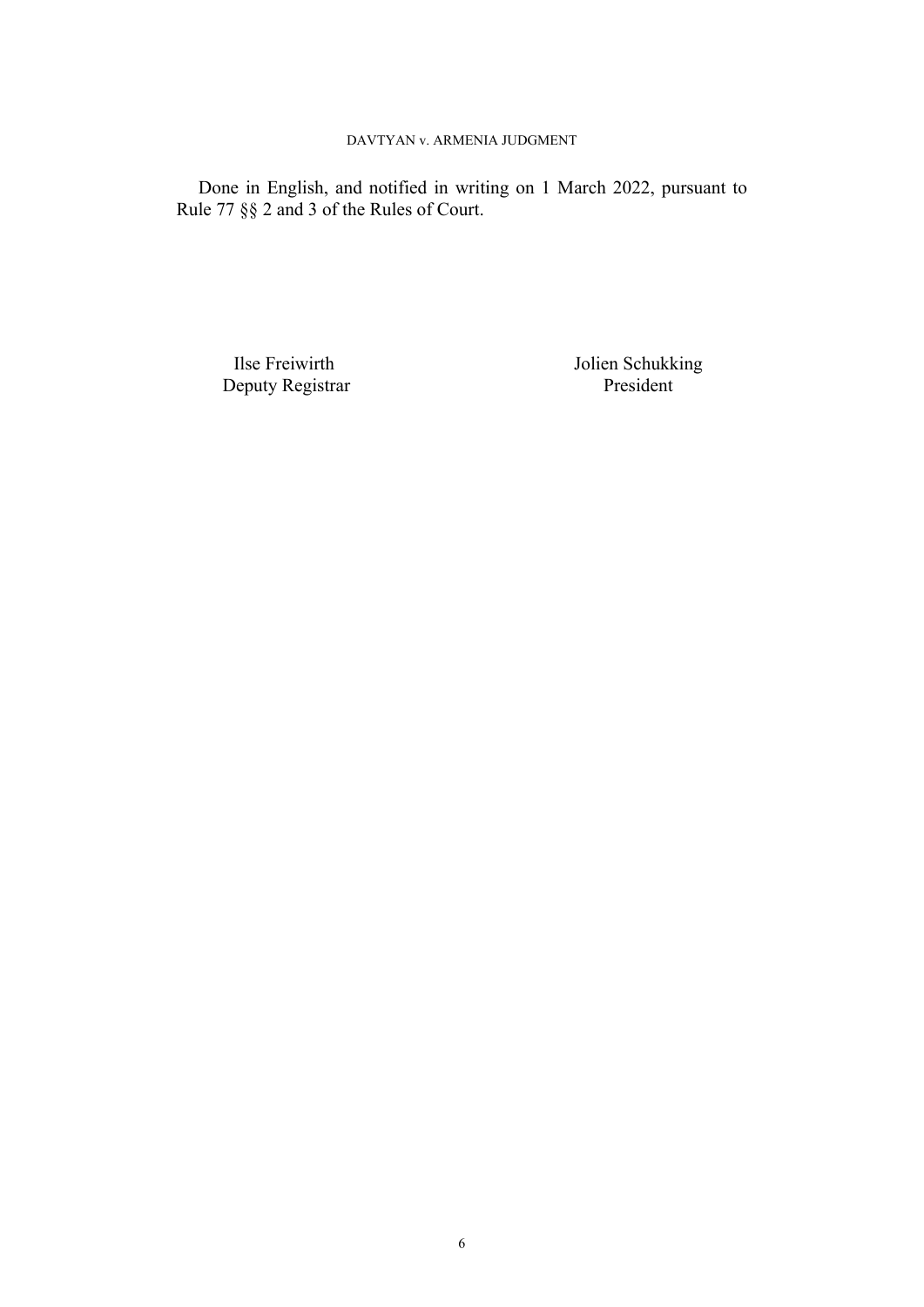Done in English, and notified in writing on 1 March 2022, pursuant to Rule 77 §§ 2 and 3 of the Rules of Court.

| | |
|---|---|
| Ilse Freiwirth<br>Deputy Registrar | Jolien Schukking<br>President |